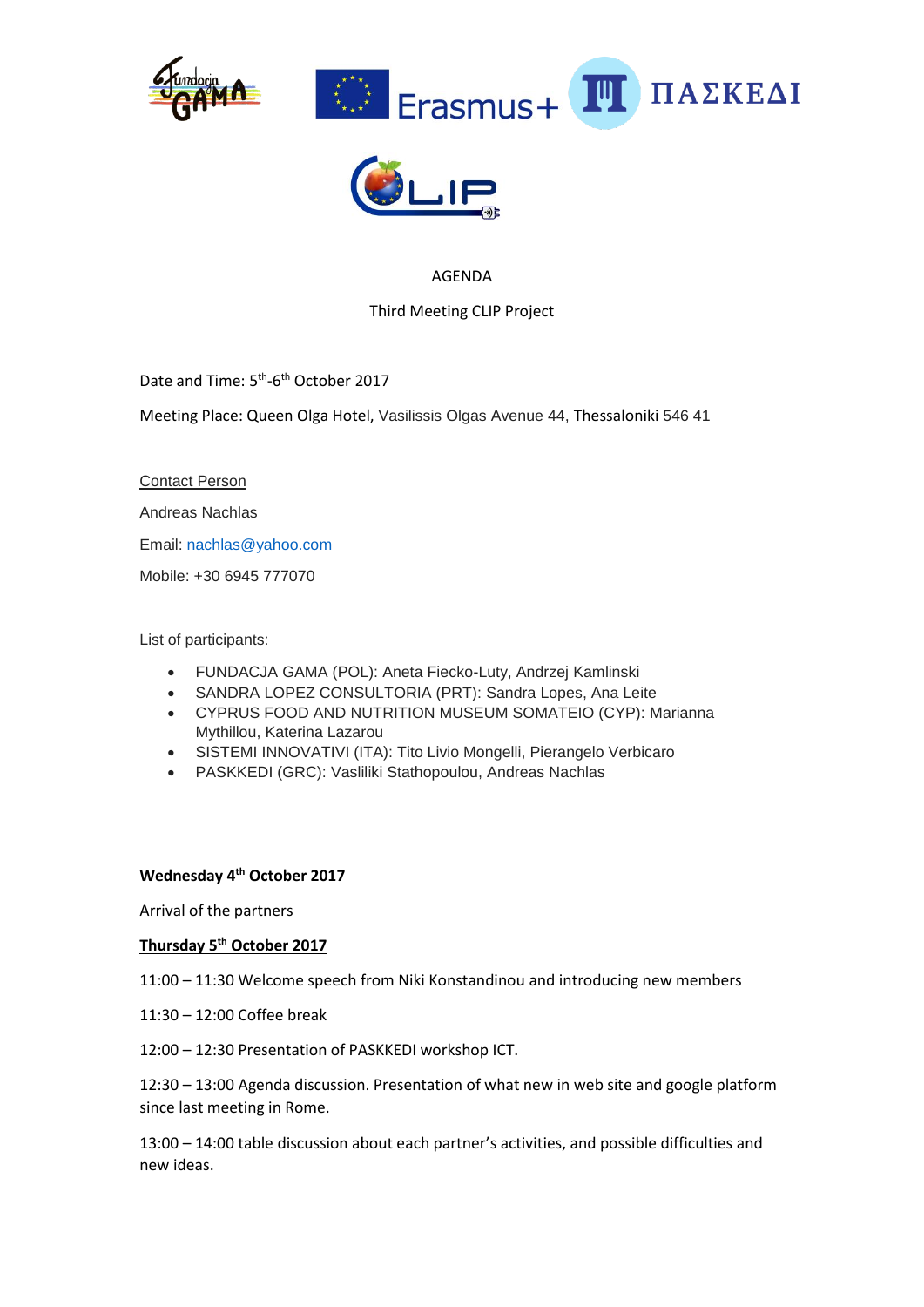AGENDA

Third Meeting CLIP Project

Date and Time: 5th-6th October 2017

Meeting Place: Queen Olga Hotel, Vasilissis Olgas Avenue 44, Thessaloniki 546 41

Contact Person

Andreas Nachlas

Email: nachlas@yahoo.com

Mobile: +30 6945 777070

List of participants:

- FUNDACJA GAMA (POL): Aneta Fiecko-Luty, Andrzej Kamlinski
- SANDRA LOPEZ CONSULTORIA (PRT): Sandra Lopes, Ana Leite
- CYPRUS FOOD AND NUTRITION MUSEUM SOMATEIO (CYP): Marianna Mythillou, Katerina Lazarou
- SISTEMI INNOVATIVI (ITA): Tito Livio Mongelli, Pierangelo Verbicaro
- PASKKEDI (GRC): Vasliliki Stathopoulou, Andreas Nachlas

**Wednesday 4th October 2017**

Arrival of the partners

**Thursday 5th October 2017**

11:00 – 11:30 Welcome speech from Niki Konstandinou and introducing new members

11:30 – 12:00 Coffee break

12:00 – 12:30 Presentation of PASKKEDI workshop ICT.

12:30 – 13:00 Agenda discussion. Presentation of what new in web site and google platform since last meeting in Rome.

13:00 – 14:00 table discussion about each partner's activities, and possible difficulties and new ideas.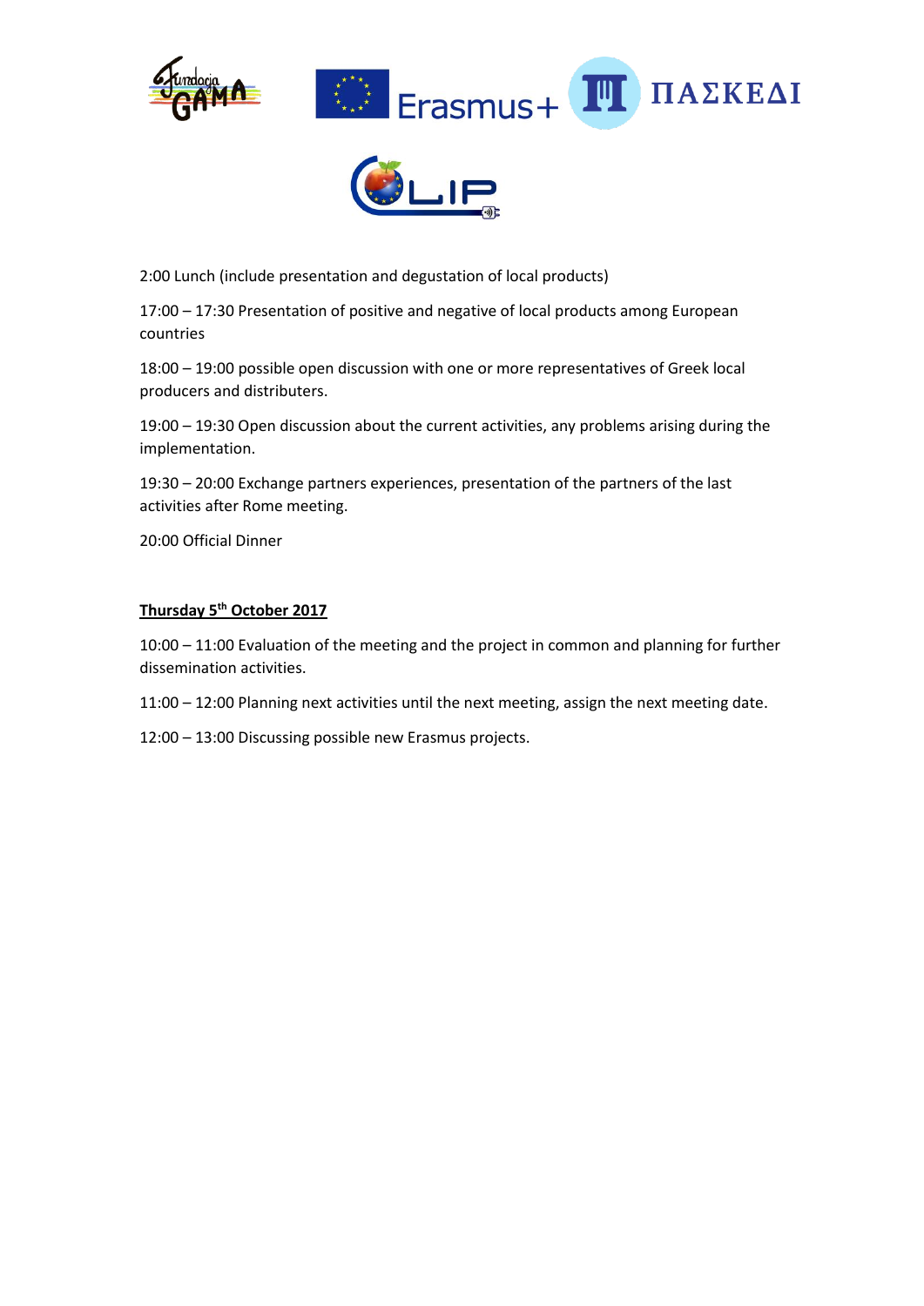2:00 Lunch (include presentation and degustation of local products)

17:00 – 17:30 Presentation of positive and negative of local products among European countries

18:00 – 19:00 possible open discussion with one or more representatives of Greek local producers and distributers.

19:00 – 19:30 Open discussion about the current activities, any problems arising during the implementation.

19:30 – 20:00 Exchange partners experiences, presentation of the partners of the last activities after Rome meeting.

20:00 Official Dinner

**Thursday 5th October 2017**

10:00 – 11:00 Evaluation of the meeting and the project in common and planning for further dissemination activities.

11:00 – 12:00 Planning next activities until the next meeting, assign the next meeting date.

12:00 – 13:00 Discussing possible new Erasmus projects.